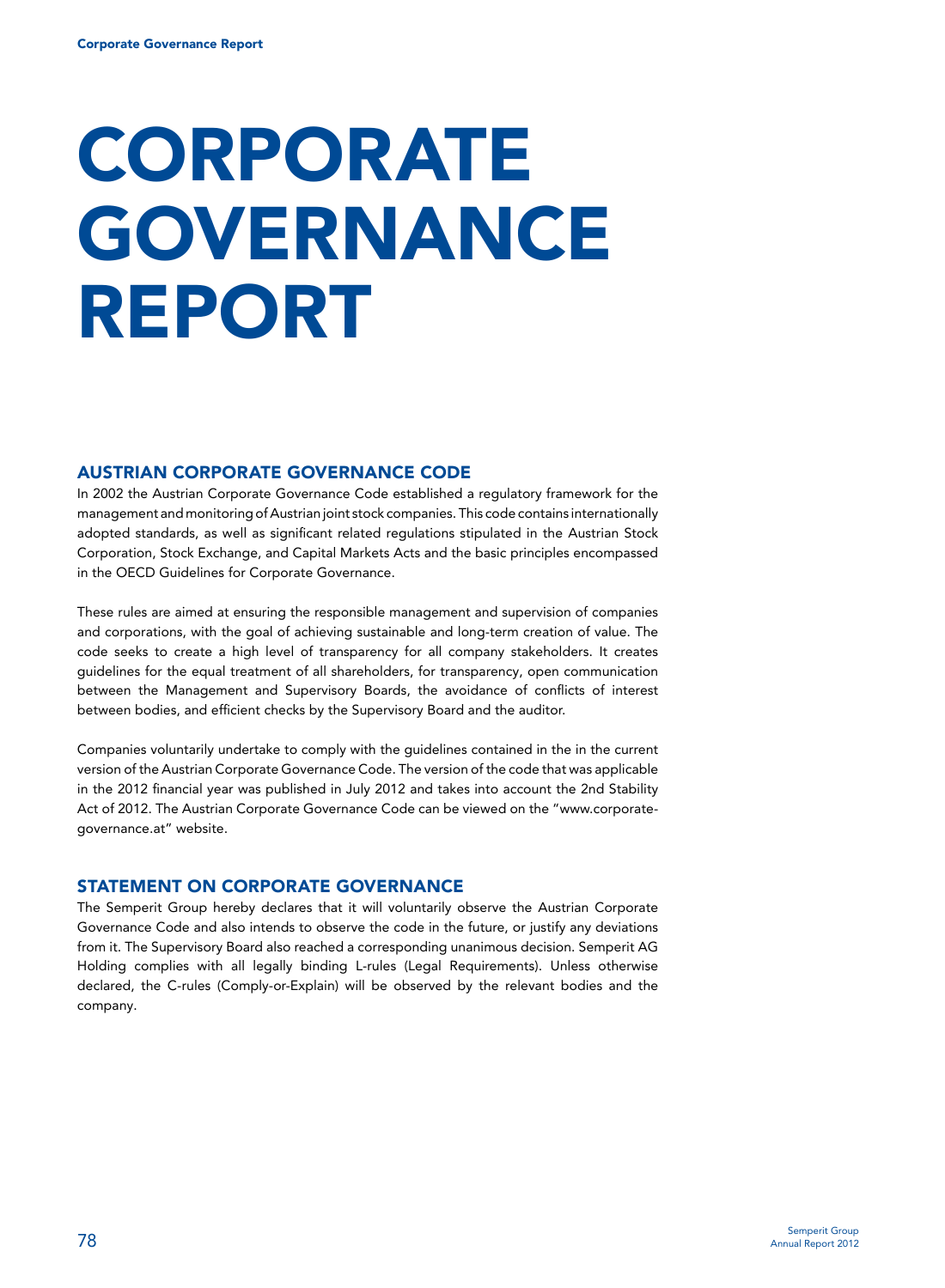# CORPORATE GOVERNANCE REPORT

## AUSTRIAN CORPORATE GOVERNANCE CODE

In 2002 the Austrian Corporate Governance Code established a regulatory framework for the management and monitoring of Austrian joint stock companies. This code contains internationally adopted standards, as well as significant related regulations stipulated in the Austrian Stock Corporation, Stock Exchange, and Capital Markets Acts and the basic principles encompassed in the OECD Guidelines for Corporate Governance.

These rules are aimed at ensuring the responsible management and supervision of companies and corporations, with the goal of achieving sustainable and long-term creation of value. The code seeks to create a high level of transparency for all company stakeholders. It creates guidelines for the equal treatment of all shareholders, for transparency, open communication between the Management and Supervisory Boards, the avoidance of conflicts of interest between bodies, and efficient checks by the Supervisory Board and the auditor.

Companies voluntarily undertake to comply with the guidelines contained in the in the current version of the Austrian Corporate Governance Code. The version of the code that was applicable in the 2012 financial year was published in July 2012 and takes into account the 2nd Stability Act of 2012. The Austrian Corporate Governance Code can be viewed on the "www.corporate-governance.at" website.

## STATEMENT ON CORPORATE GOVERNANCE

The Semperit Group hereby declares that it will voluntarily observe the Austrian Corporate Governance Code and also intends to observe the code in the future, or justify any deviations from it. The Supervisory Board also reached a corresponding unanimous decision. Semperit AG Holding complies with all legally binding L-rules (Legal Requirements). Unless otherwise declared, the C-rules (Comply-or-Explain) will be observed by the relevant bodies and the company.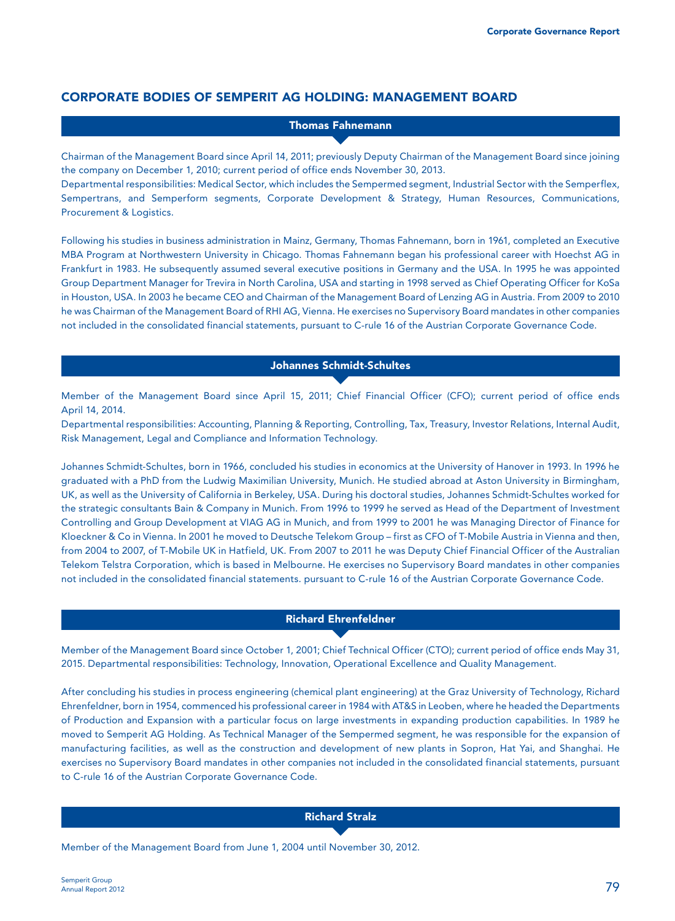## CORPORATE BODIES OF SEMPERIT AG HOLDING: MANAGEMENT BOARD

### Thomas Fahnemann

Chairman of the Management Board since April 14, 2011; previously Deputy Chairman of the Management Board since joining the company on December 1, 2010; current period of office ends November 30, 2013.
Departmental responsibilities: Medical Sector, which includes the Sempermed segment, Industrial Sector with the Semperflex, Sempertrans, and Semperform segments, Corporate Development & Strategy, Human Resources, Communications, Procurement & Logistics.

Following his studies in business administration in Mainz, Germany, Thomas Fahnemann, born in 1961, completed an Executive MBA Program at Northwestern University in Chicago. Thomas Fahnemann began his professional career with Hoechst AG in Frankfurt in 1983. He subsequently assumed several executive positions in Germany and the USA. In 1995 he was appointed Group Department Manager for Trevira in North Carolina, USA and starting in 1998 served as Chief Operating Officer for KoSa in Houston, USA. In 2003 he became CEO and Chairman of the Management Board of Lenzing AG in Austria. From 2009 to 2010 he was Chairman of the Management Board of RHI AG, Vienna. He exercises no Supervisory Board mandates in other companies not included in the consolidated financial statements, pursuant to C-rule 16 of the Austrian Corporate Governance Code.

### Johannes Schmidt-Schultes

Member of the Management Board since April 15, 2011; Chief Financial Officer (CFO); current period of office ends April 14, 2014.
Departmental responsibilities: Accounting, Planning & Reporting, Controlling, Tax, Treasury, Investor Relations, Internal Audit, Risk Management, Legal and Compliance and Information Technology.

Johannes Schmidt-Schultes, born in 1966, concluded his studies in economics at the University of Hanover in 1993. In 1996 he graduated with a PhD from the Ludwig Maximilian University, Munich. He studied abroad at Aston University in Birmingham, UK, as well as the University of California in Berkeley, USA. During his doctoral studies, Johannes Schmidt-Schultes worked for the strategic consultants Bain & Company in Munich. From 1996 to 1999 he served as Head of the Department of Investment Controlling and Group Development at VIAG AG in Munich, and from 1999 to 2001 he was Managing Director of Finance for Kloeckner & Co in Vienna. In 2001 he moved to Deutsche Telekom Group – first as CFO of T-Mobile Austria in Vienna and then, from 2004 to 2007, of T-Mobile UK in Hatfield, UK. From 2007 to 2011 he was Deputy Chief Financial Officer of the Australian Telekom Telstra Corporation, which is based in Melbourne. He exercises no Supervisory Board mandates in other companies not included in the consolidated financial statements. pursuant to C-rule 16 of the Austrian Corporate Governance Code.

### Richard Ehrenfeldner

Member of the Management Board since October 1, 2001; Chief Technical Officer (CTO); current period of office ends May 31, 2015. Departmental responsibilities: Technology, Innovation, Operational Excellence and Quality Management.

After concluding his studies in process engineering (chemical plant engineering) at the Graz University of Technology, Richard Ehrenfeldner, born in 1954, commenced his professional career in 1984 with AT&S in Leoben, where he headed the Departments of Production and Expansion with a particular focus on large investments in expanding production capabilities. In 1989 he moved to Semperit AG Holding. As Technical Manager of the Sempermed segment, he was responsible for the expansion of manufacturing facilities, as well as the construction and development of new plants in Sopron, Hat Yai, and Shanghai. He exercises no Supervisory Board mandates in other companies not included in the consolidated financial statements, pursuant to C-rule 16 of the Austrian Corporate Governance Code.

### Richard Stralz

Member of the Management Board from June 1, 2004 until November 30, 2012.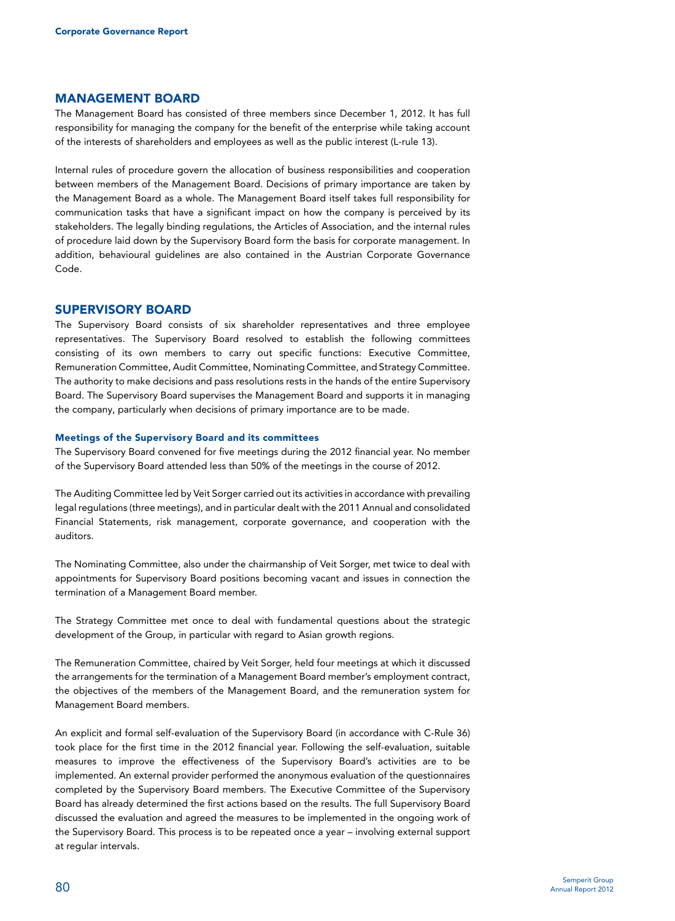## MANAGEMENT BOARD

The Management Board has consisted of three members since December 1, 2012. It has full responsibility for managing the company for the benefit of the enterprise while taking account of the interests of shareholders and employees as well as the public interest (L-rule 13).

Internal rules of procedure govern the allocation of business responsibilities and cooperation between members of the Management Board. Decisions of primary importance are taken by the Management Board as a whole. The Management Board itself takes full responsibility for communication tasks that have a significant impact on how the company is perceived by its stakeholders. The legally binding regulations, the Articles of Association, and the internal rules of procedure laid down by the Supervisory Board form the basis for corporate management. In addition, behavioural guidelines are also contained in the Austrian Corporate Governance Code.

## SUPERVISORY BOARD

The Supervisory Board consists of six shareholder representatives and three employee representatives. The Supervisory Board resolved to establish the following committees consisting of its own members to carry out specific functions: Executive Committee, Remuneration Committee, Audit Committee, Nominating Committee, and Strategy Committee. The authority to make decisions and pass resolutions rests in the hands of the entire Supervisory Board. The Supervisory Board supervises the Management Board and supports it in managing the company, particularly when decisions of primary importance are to be made.

### Meetings of the Supervisory Board and its committees

The Supervisory Board convened for five meetings during the 2012 financial year. No member of the Supervisory Board attended less than 50% of the meetings in the course of 2012.

The Auditing Committee led by Veit Sorger carried out its activities in accordance with prevailing legal regulations (three meetings), and in particular dealt with the 2011 Annual and consolidated Financial Statements, risk management, corporate governance, and cooperation with the auditors.

The Nominating Committee, also under the chairmanship of Veit Sorger, met twice to deal with appointments for Supervisory Board positions becoming vacant and issues in connection the termination of a Management Board member.

The Strategy Committee met once to deal with fundamental questions about the strategic development of the Group, in particular with regard to Asian growth regions.

The Remuneration Committee, chaired by Veit Sorger, held four meetings at which it discussed the arrangements for the termination of a Management Board member's employment contract, the objectives of the members of the Management Board, and the remuneration system for Management Board members.

An explicit and formal self-evaluation of the Supervisory Board (in accordance with C-Rule 36) took place for the first time in the 2012 financial year. Following the self-evaluation, suitable measures to improve the effectiveness of the Supervisory Board's activities are to be implemented. An external provider performed the anonymous evaluation of the questionnaires completed by the Supervisory Board members. The Executive Committee of the Supervisory Board has already determined the first actions based on the results. The full Supervisory Board discussed the evaluation and agreed the measures to be implemented in the ongoing work of the Supervisory Board. This process is to be repeated once a year – involving external support at regular intervals.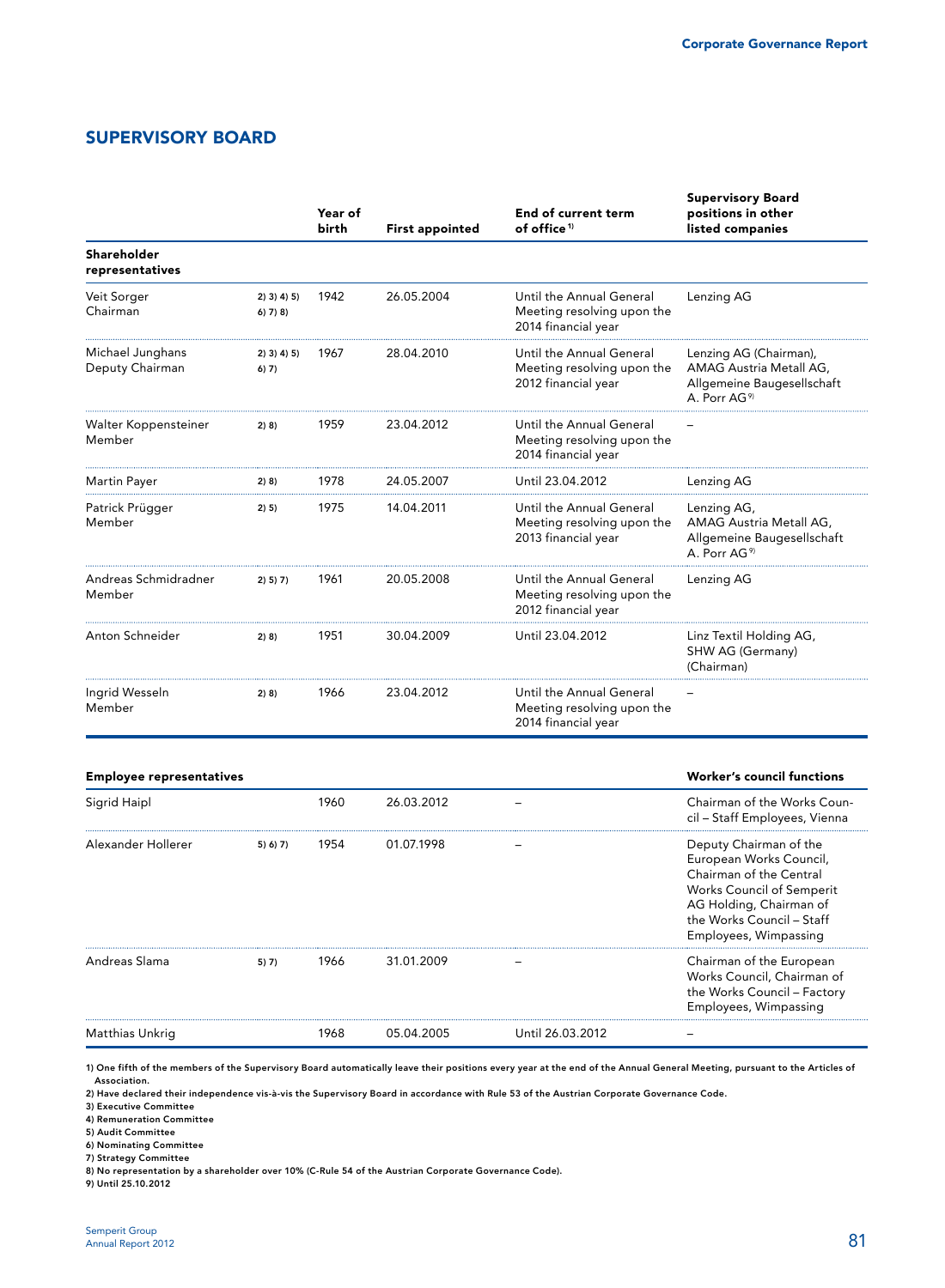## SUPERVISORY BOARD

| | | Year of birth | First appointed | End of current term of office[1] | Supervisory Board positions in other listed companies |
|---|---|---|---|---|---|
| **Shareholder representatives** | | | | | |
| Veit Sorger Chairman | 2) 3) 4) 5) 6) 7) 8) | 1942 | 26.05.2004 | Until the Annual General Meeting resolving upon the 2014 financial year | Lenzing AG |
| Michael Junghans Deputy Chairman | 2) 3) 4) 5) 6) 7) | 1967 | 28.04.2010 | Until the Annual General Meeting resolving upon the 2012 financial year | Lenzing AG (Chairman), AMAG Austria Metall AG, Allgemeine Baugesellschaft A. Porr AG[9] |
| Walter Koppensteiner Member | 2) 8) | 1959 | 23.04.2012 | Until the Annual General Meeting resolving upon the 2014 financial year | – |
| Martin Payer | 2) 8) | 1978 | 24.05.2007 | Until 23.04.2012 | Lenzing AG |
| Patrick Prügger Member | 2) 5) | 1975 | 14.04.2011 | Until the Annual General Meeting resolving upon the 2013 financial year | Lenzing AG, AMAG Austria Metall AG, Allgemeine Baugesellschaft A. Porr AG[9] |
| Andreas Schmidradner Member | 2) 5) 7) | 1961 | 20.05.2008 | Until the Annual General Meeting resolving upon the 2012 financial year | Lenzing AG |
| Anton Schneider | 2) 8) | 1951 | 30.04.2009 | Until 23.04.2012 | Linz Textil Holding AG, SHW AG (Germany) (Chairman) |
| Ingrid Wesseln Member | 2) 8) | 1966 | 23.04.2012 | Until the Annual General Meeting resolving upon the 2014 financial year | – |

| **Employee representatives** | | | | | **Worker's council functions** |
|---|---|---|---|---|---|
| Sigrid Haipl | | 1960 | 26.03.2012 | – | Chairman of the Works Council – Staff Employees, Vienna |
| Alexander Hollerer | 5) 6) 7) | 1954 | 01.07.1998 | – | Deputy Chairman of the European Works Council, Chairman of the Central Works Council of Semperit AG Holding, Chairman of the Works Council – Staff Employees, Wimpassing |
| Andreas Slama | 5) 7) | 1966 | 31.01.2009 | – | Chairman of the European Works Council, Chairman of the Works Council – Factory Employees, Wimpassing |
| Matthias Unkrig | | 1968 | 05.04.2005 | Until 26.03.2012 | – |

1) One fifth of the members of the Supervisory Board automatically leave their positions every year at the end of the Annual General Meeting, pursuant to the Articles of Association.
2) Have declared their independence vis-à-vis the Supervisory Board in accordance with Rule 53 of the Austrian Corporate Governance Code.
3) Executive Committee
4) Remuneration Committee
5) Audit Committee
6) Nominating Committee
7) Strategy Committee
8) No representation by a shareholder over 10% (C-Rule 54 of the Austrian Corporate Governance Code).
9) Until 25.10.2012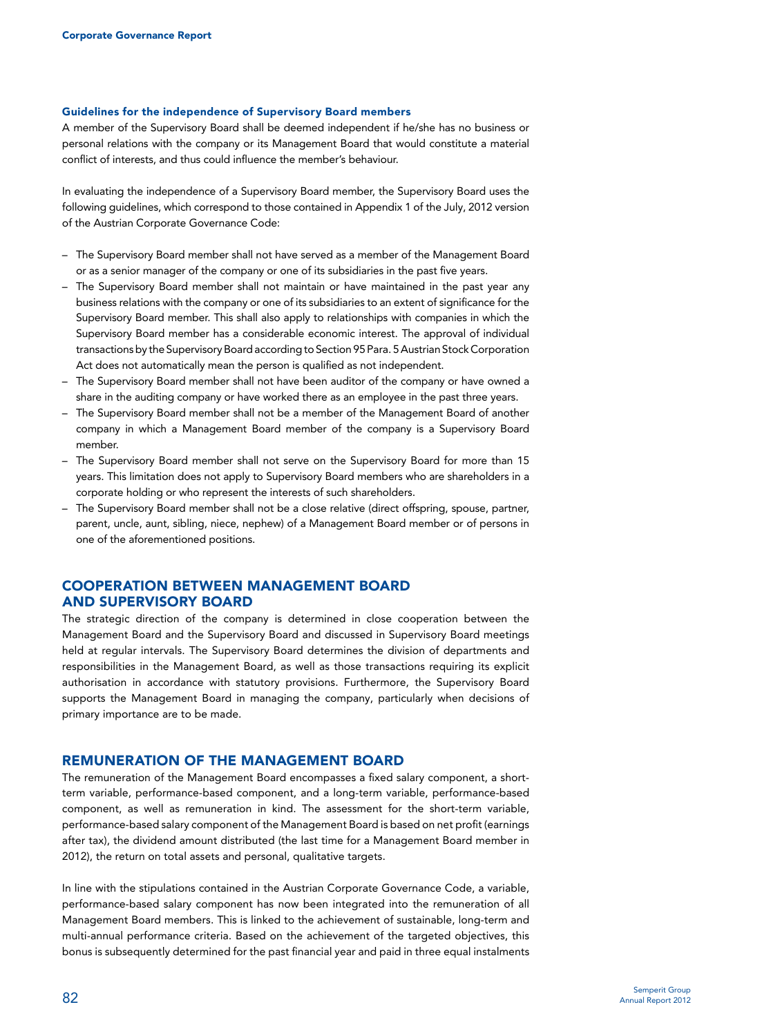### Guidelines for the independence of Supervisory Board members

A member of the Supervisory Board shall be deemed independent if he/she has no business or personal relations with the company or its Management Board that would constitute a material conflict of interests, and thus could influence the member's behaviour.

In evaluating the independence of a Supervisory Board member, the Supervisory Board uses the following guidelines, which correspond to those contained in Appendix 1 of the July, 2012 version of the Austrian Corporate Governance Code:

- The Supervisory Board member shall not have served as a member of the Management Board or as a senior manager of the company or one of its subsidiaries in the past five years.
- The Supervisory Board member shall not maintain or have maintained in the past year any business relations with the company or one of its subsidiaries to an extent of significance for the Supervisory Board member. This shall also apply to relationships with companies in which the Supervisory Board member has a considerable economic interest. The approval of individual transactions by the Supervisory Board according to Section 95 Para. 5 Austrian Stock Corporation Act does not automatically mean the person is qualified as not independent.
- The Supervisory Board member shall not have been auditor of the company or have owned a share in the auditing company or have worked there as an employee in the past three years.
- The Supervisory Board member shall not be a member of the Management Board of another company in which a Management Board member of the company is a Supervisory Board member.
- The Supervisory Board member shall not serve on the Supervisory Board for more than 15 years. This limitation does not apply to Supervisory Board members who are shareholders in a corporate holding or who represent the interests of such shareholders.
- The Supervisory Board member shall not be a close relative (direct offspring, spouse, partner, parent, uncle, aunt, sibling, niece, nephew) of a Management Board member or of persons in one of the aforementioned positions.

## COOPERATION BETWEEN MANAGEMENT BOARD AND SUPERVISORY BOARD

The strategic direction of the company is determined in close cooperation between the Management Board and the Supervisory Board and discussed in Supervisory Board meetings held at regular intervals. The Supervisory Board determines the division of departments and responsibilities in the Management Board, as well as those transactions requiring its explicit authorisation in accordance with statutory provisions. Furthermore, the Supervisory Board supports the Management Board in managing the company, particularly when decisions of primary importance are to be made.

## REMUNERATION OF THE MANAGEMENT BOARD

The remuneration of the Management Board encompasses a fixed salary component, a short-term variable, performance-based component, and a long-term variable, performance-based component, as well as remuneration in kind. The assessment for the short-term variable, performance-based salary component of the Management Board is based on net profit (earnings after tax), the dividend amount distributed (the last time for a Management Board member in 2012), the return on total assets and personal, qualitative targets.

In line with the stipulations contained in the Austrian Corporate Governance Code, a variable, performance-based salary component has now been integrated into the remuneration of all Management Board members. This is linked to the achievement of sustainable, long-term and multi-annual performance criteria. Based on the achievement of the targeted objectives, this bonus is subsequently determined for the past financial year and paid in three equal instalments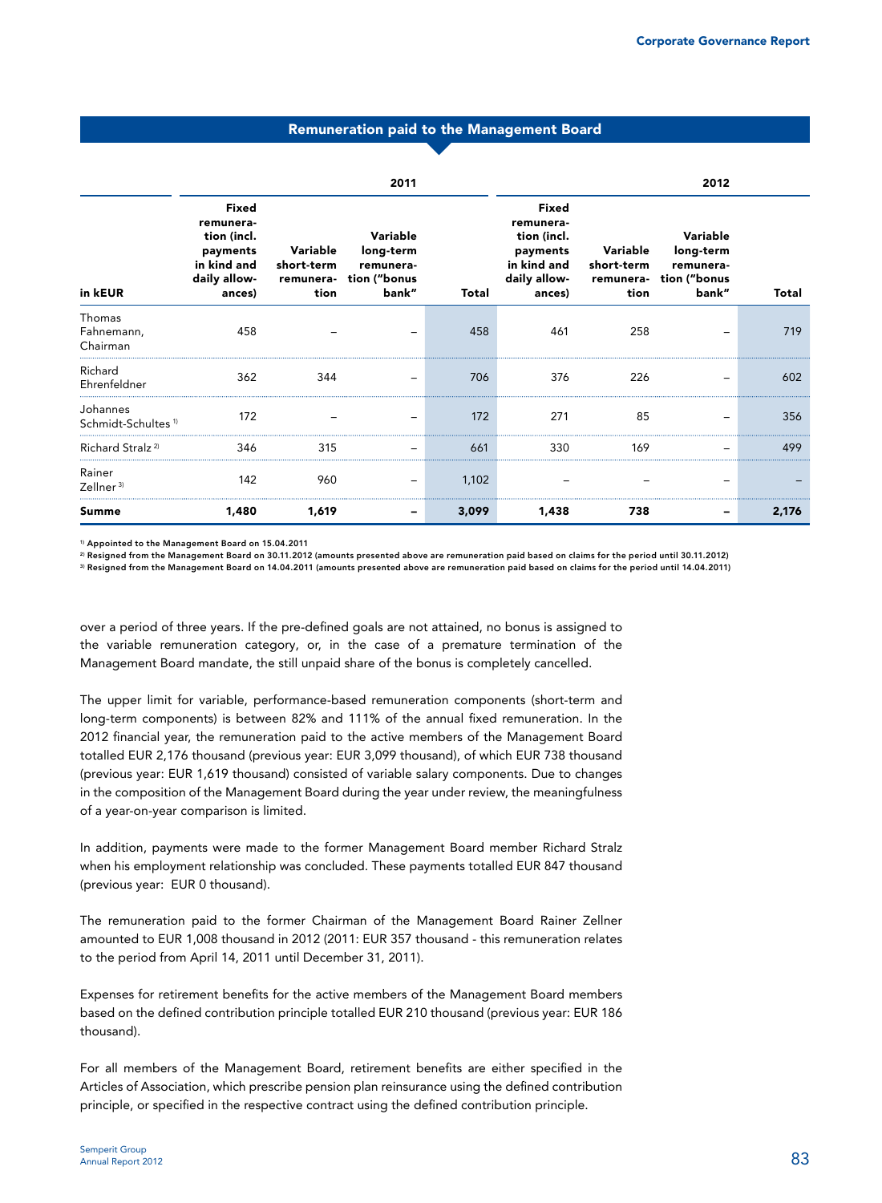## Remuneration paid to the Management Board

| in kEUR | 2011 | | | | 2012 | | | |
|---|---|---|---|---|---|---|---|---|
| | Fixed remuneration (incl. payments in kind and daily allowances) | Variable short-term remuneration | Variable long-term remuneration ("bonus bank" | Total | Fixed remuneration (incl. payments in kind and daily allowances) | Variable short-term remuneration | Variable long-term remuneration ("bonus bank" | Total |
| Thomas Fahnemann, Chairman | 458 | – | – | 458 | 461 | 258 | – | 719 |
| Richard Ehrenfeldner | 362 | 344 | – | 706 | 376 | 226 | – | 602 |
| Johannes Schmidt-Schultes [1] | 172 | – | – | 172 | 271 | 85 | – | 356 |
| Richard Stralz [2] | 346 | 315 | – | 661 | 330 | 169 | – | 499 |
| Rainer Zellner [3] | 142 | 960 | – | 1,102 | – | – | – | – |
| **Summe** | **1,480** | **1,619** | **–** | **3,099** | **1,438** | **738** | **–** | **2,176** |

[1] Appointed to the Management Board on 15.04.2011
[2] Resigned from the Management Board on 30.11.2012 (amounts presented above are remuneration paid based on claims for the period until 30.11.2012)
[3] Resigned from the Management Board on 14.04.2011 (amounts presented above are remuneration paid based on claims for the period until 14.04.2011)

over a period of three years. If the pre-defined goals are not attained, no bonus is assigned to the variable remuneration category, or, in the case of a premature termination of the Management Board mandate, the still unpaid share of the bonus is completely cancelled.

The upper limit for variable, performance-based remuneration components (short-term and long-term components) is between 82% and 111% of the annual fixed remuneration. In the 2012 financial year, the remuneration paid to the active members of the Management Board totalled EUR 2,176 thousand (previous year: EUR 3,099 thousand), of which EUR 738 thousand (previous year: EUR 1,619 thousand) consisted of variable salary components. Due to changes in the composition of the Management Board during the year under review, the meaningfulness of a year-on-year comparison is limited.

In addition, payments were made to the former Management Board member Richard Stralz when his employment relationship was concluded. These payments totalled EUR 847 thousand (previous year: EUR 0 thousand).

The remuneration paid to the former Chairman of the Management Board Rainer Zellner amounted to EUR 1,008 thousand in 2012 (2011: EUR 357 thousand - this remuneration relates to the period from April 14, 2011 until December 31, 2011).

Expenses for retirement benefits for the active members of the Management Board members based on the defined contribution principle totalled EUR 210 thousand (previous year: EUR 186 thousand).

For all members of the Management Board, retirement benefits are either specified in the Articles of Association, which prescribe pension plan reinsurance using the defined contribution principle, or specified in the respective contract using the defined contribution principle.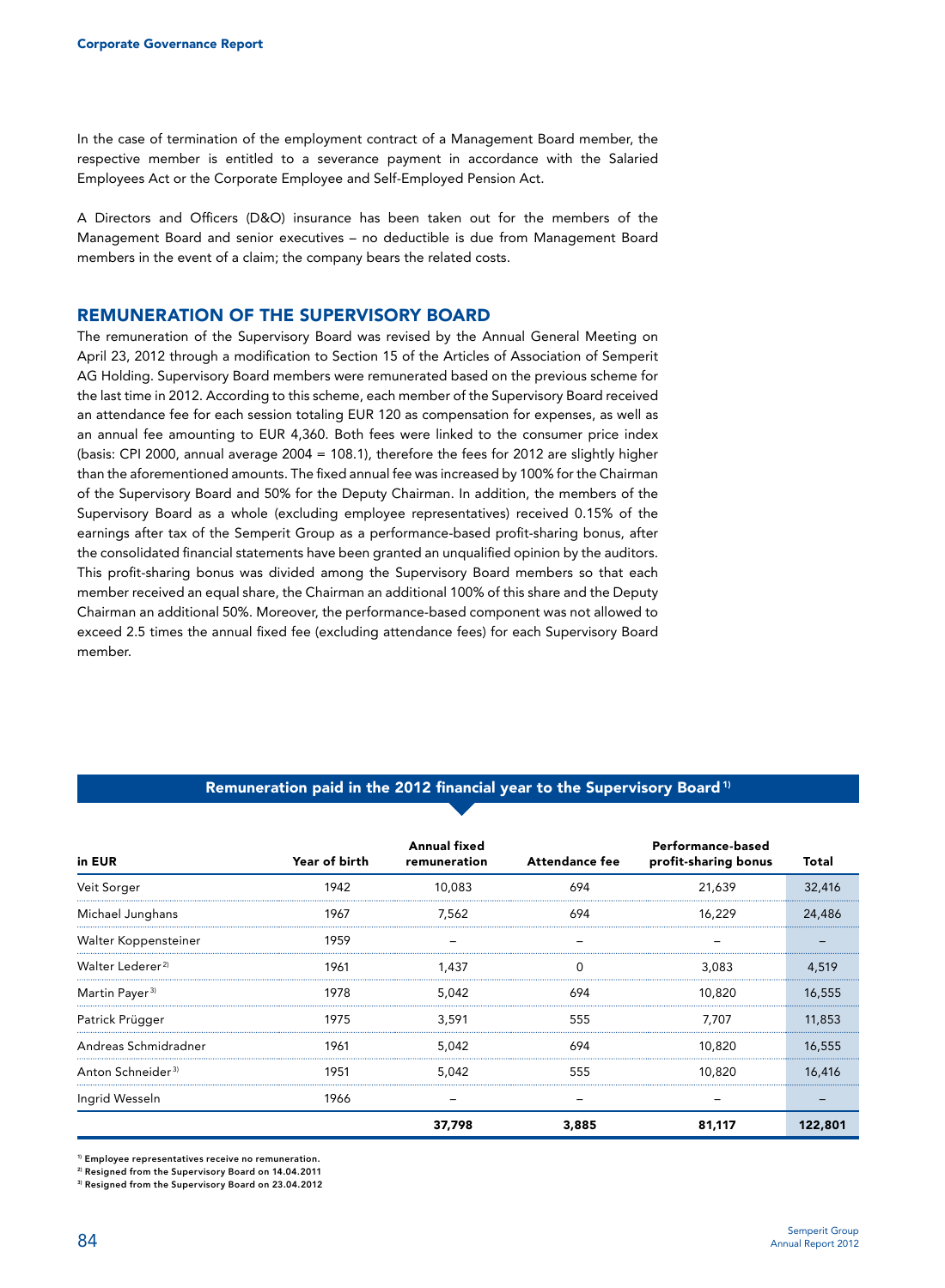In the case of termination of the employment contract of a Management Board member, the respective member is entitled to a severance payment in accordance with the Salaried Employees Act or the Corporate Employee and Self-Employed Pension Act.

A Directors and Officers (D&O) insurance has been taken out for the members of the Management Board and senior executives – no deductible is due from Management Board members in the event of a claim; the company bears the related costs.

## REMUNERATION OF THE SUPERVISORY BOARD

The remuneration of the Supervisory Board was revised by the Annual General Meeting on April 23, 2012 through a modification to Section 15 of the Articles of Association of Semperit AG Holding. Supervisory Board members were remunerated based on the previous scheme for the last time in 2012. According to this scheme, each member of the Supervisory Board received an attendance fee for each session totaling EUR 120 as compensation for expenses, as well as an annual fee amounting to EUR 4,360. Both fees were linked to the consumer price index (basis: CPI 2000, annual average 2004 = 108.1), therefore the fees for 2012 are slightly higher than the aforementioned amounts. The fixed annual fee was increased by 100% for the Chairman of the Supervisory Board and 50% for the Deputy Chairman. In addition, the members of the Supervisory Board as a whole (excluding employee representatives) received 0.15% of the earnings after tax of the Semperit Group as a performance-based profit-sharing bonus, after the consolidated financial statements have been granted an unqualified opinion by the auditors. This profit-sharing bonus was divided among the Supervisory Board members so that each member received an equal share, the Chairman an additional 100% of this share and the Deputy Chairman an additional 50%. Moreover, the performance-based component was not allowed to exceed 2.5 times the annual fixed fee (excluding attendance fees) for each Supervisory Board member.

**Remuneration paid in the 2012 financial year to the Supervisory Board [1]**

| in EUR | Year of birth | Annual fixed remuneration | Attendance fee | Performance-based profit-sharing bonus | Total |
|---|---|---|---|---|---|
| Veit Sorger | 1942 | 10,083 | 694 | 21,639 | 32,416 |
| Michael Junghans | 1967 | 7,562 | 694 | 16,229 | 24,486 |
| Walter Koppensteiner | 1959 | – | – | – | – |
| Walter Lederer [2] | 1961 | 1,437 | 0 | 3,083 | 4,519 |
| Martin Payer [3] | 1978 | 5,042 | 694 | 10,820 | 16,555 |
| Patrick Prügger | 1975 | 3,591 | 555 | 7,707 | 11,853 |
| Andreas Schmidradner | 1961 | 5,042 | 694 | 10,820 | 16,555 |
| Anton Schneider [3] | 1951 | 5,042 | 555 | 10,820 | 16,416 |
| Ingrid Wesseln | 1966 | – | – | – | – |
| | | **37,798** | **3,885** | **81,117** | **122,801** |

[1] Employee representatives receive no remuneration.
[2] Resigned from the Supervisory Board on 14.04.2011
[3] Resigned from the Supervisory Board on 23.04.2012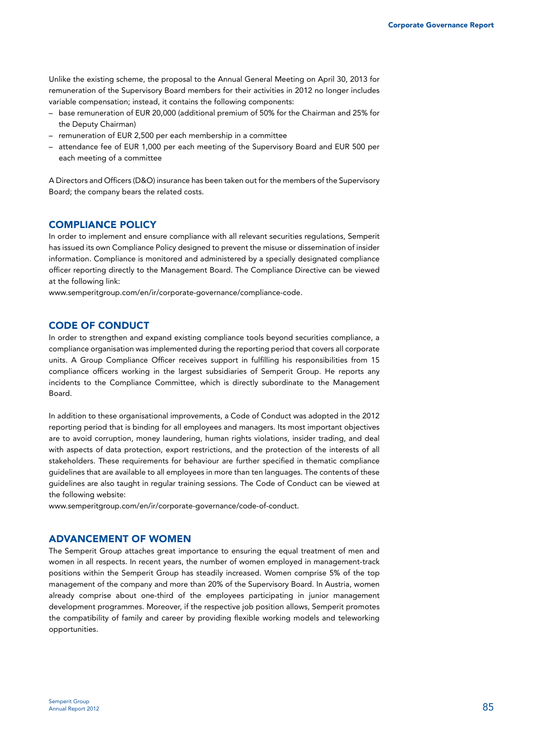Unlike the existing scheme, the proposal to the Annual General Meeting on April 30, 2013 for remuneration of the Supervisory Board members for their activities in 2012 no longer includes variable compensation; instead, it contains the following components:

- base remuneration of EUR 20,000 (additional premium of 50% for the Chairman and 25% for the Deputy Chairman)
- remuneration of EUR 2,500 per each membership in a committee
- attendance fee of EUR 1,000 per each meeting of the Supervisory Board and EUR 500 per each meeting of a committee

A Directors and Officers (D&O) insurance has been taken out for the members of the Supervisory Board; the company bears the related costs.

## COMPLIANCE POLICY

In order to implement and ensure compliance with all relevant securities regulations, Semperit has issued its own Compliance Policy designed to prevent the misuse or dissemination of insider information. Compliance is monitored and administered by a specially designated compliance officer reporting directly to the Management Board. The Compliance Directive can be viewed at the following link:
www.semperitgroup.com/en/ir/corporate-governance/compliance-code.

## CODE OF CONDUCT

In order to strengthen and expand existing compliance tools beyond securities compliance, a compliance organisation was implemented during the reporting period that covers all corporate units. A Group Compliance Officer receives support in fulfilling his responsibilities from 15 compliance officers working in the largest subsidiaries of Semperit Group. He reports any incidents to the Compliance Committee, which is directly subordinate to the Management Board.

In addition to these organisational improvements, a Code of Conduct was adopted in the 2012 reporting period that is binding for all employees and managers. Its most important objectives are to avoid corruption, money laundering, human rights violations, insider trading, and deal with aspects of data protection, export restrictions, and the protection of the interests of all stakeholders. These requirements for behaviour are further specified in thematic compliance guidelines that are available to all employees in more than ten languages. The contents of these guidelines are also taught in regular training sessions. The Code of Conduct can be viewed at the following website:
www.semperitgroup.com/en/ir/corporate-governance/code-of-conduct.

## ADVANCEMENT OF WOMEN

The Semperit Group attaches great importance to ensuring the equal treatment of men and women in all respects. In recent years, the number of women employed in management-track positions within the Semperit Group has steadily increased. Women comprise 5% of the top management of the company and more than 20% of the Supervisory Board. In Austria, women already comprise about one-third of the employees participating in junior management development programmes. Moreover, if the respective job position allows, Semperit promotes the compatibility of family and career by providing flexible working models and teleworking opportunities.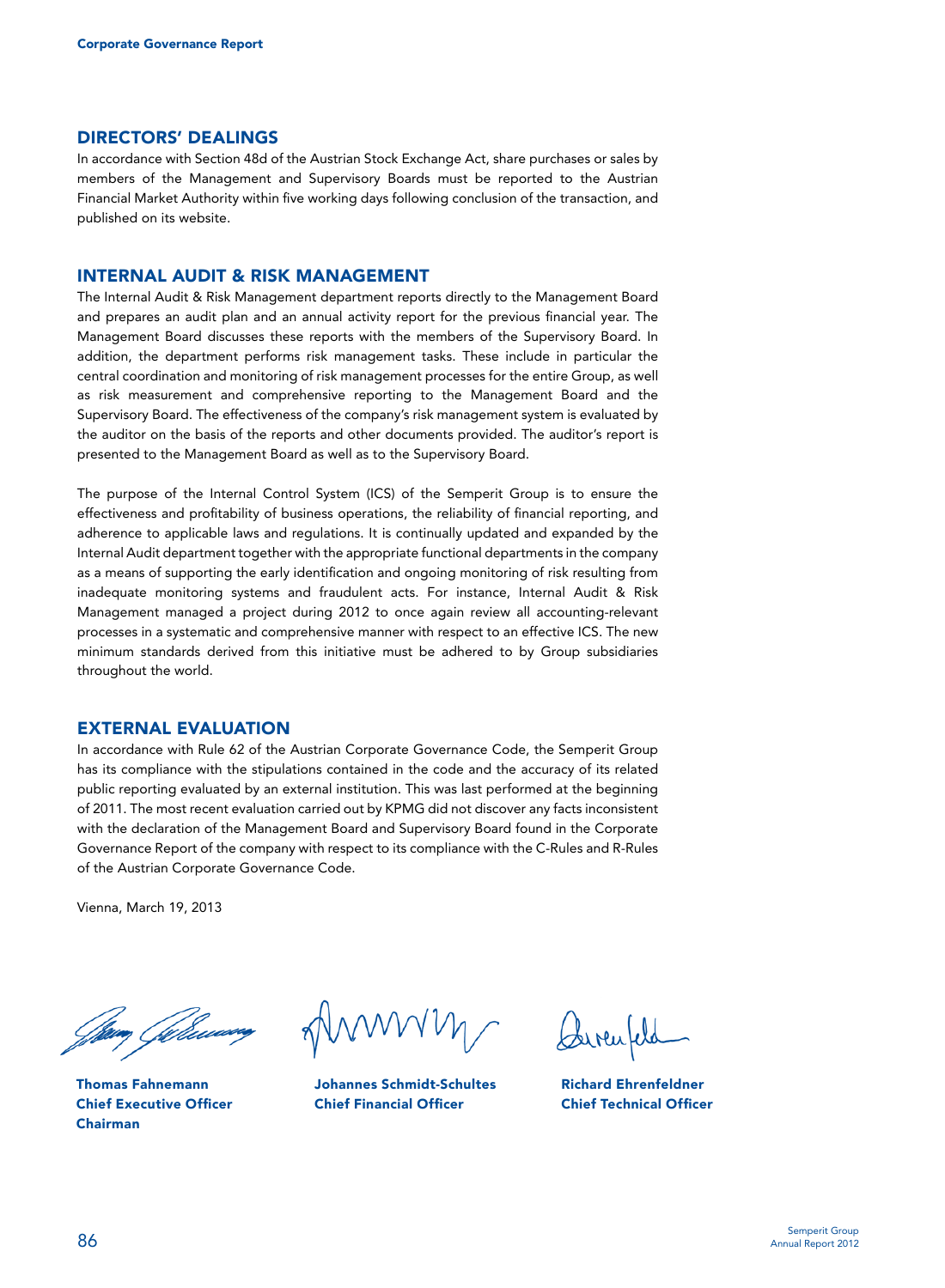## DIRECTORS' DEALINGS

In accordance with Section 48d of the Austrian Stock Exchange Act, share purchases or sales by members of the Management and Supervisory Boards must be reported to the Austrian Financial Market Authority within five working days following conclusion of the transaction, and published on its website.

## INTERNAL AUDIT & RISK MANAGEMENT

The Internal Audit & Risk Management department reports directly to the Management Board and prepares an audit plan and an annual activity report for the previous financial year. The Management Board discusses these reports with the members of the Supervisory Board. In addition, the department performs risk management tasks. These include in particular the central coordination and monitoring of risk management processes for the entire Group, as well as risk measurement and comprehensive reporting to the Management Board and the Supervisory Board. The effectiveness of the company's risk management system is evaluated by the auditor on the basis of the reports and other documents provided. The auditor's report is presented to the Management Board as well as to the Supervisory Board.

The purpose of the Internal Control System (ICS) of the Semperit Group is to ensure the effectiveness and profitability of business operations, the reliability of financial reporting, and adherence to applicable laws and regulations. It is continually updated and expanded by the Internal Audit department together with the appropriate functional departments in the company as a means of supporting the early identification and ongoing monitoring of risk resulting from inadequate monitoring systems and fraudulent acts. For instance, Internal Audit & Risk Management managed a project during 2012 to once again review all accounting-relevant processes in a systematic and comprehensive manner with respect to an effective ICS. The new minimum standards derived from this initiative must be adhered to by Group subsidiaries throughout the world.

## EXTERNAL EVALUATION

In accordance with Rule 62 of the Austrian Corporate Governance Code, the Semperit Group has its compliance with the stipulations contained in the code and the accuracy of its related public reporting evaluated by an external institution. This was last performed at the beginning of 2011. The most recent evaluation carried out by KPMG did not discover any facts inconsistent with the declaration of the Management Board and Supervisory Board found in the Corporate Governance Report of the company with respect to its compliance with the C-Rules and R-Rules of the Austrian Corporate Governance Code.

Vienna, March 19, 2013

**Thomas Fahnemann**
**Chief Executive Officer**
**Chairman**

**Johannes Schmidt-Schultes**
**Chief Financial Officer**

**Richard Ehrenfeldner**
**Chief Technical Officer**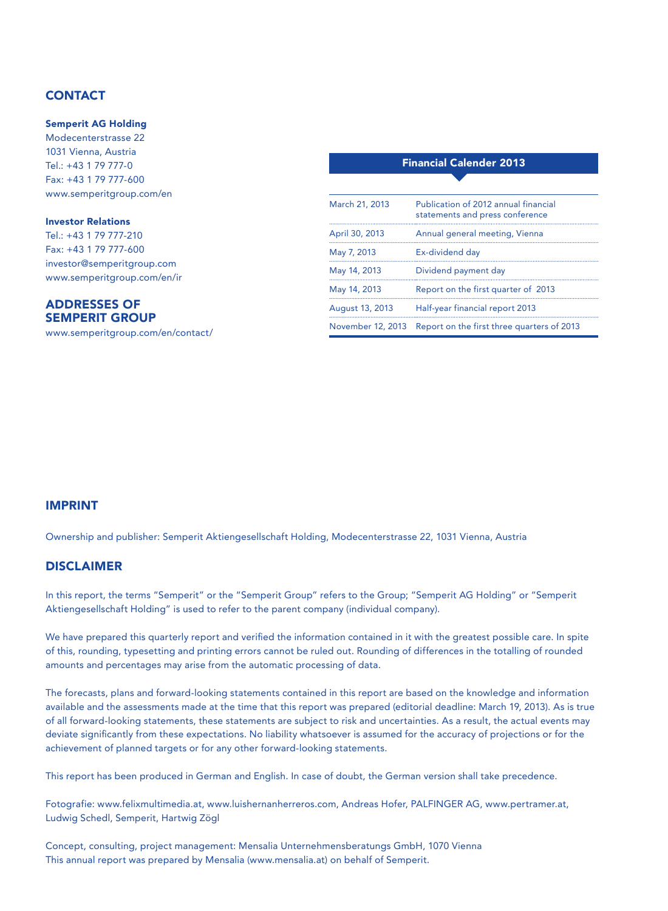## CONTACT

**Semperit AG Holding**
Modecenterstrasse 22
1031 Vienna, Austria
Tel.: +43 1 79 777-0
Fax: +43 1 79 777-600
www.semperitgroup.com/en

**Investor Relations**
Tel.: +43 1 79 777-210
Fax: +43 1 79 777-600
investor@semperitgroup.com
www.semperitgroup.com/en/ir

## ADDRESSES OF SEMPERIT GROUP

www.semperitgroup.com/en/contact/

**Financial Calender 2013**

| | |
|---|---|
| March 21, 2013 | Publication of 2012 annual financial statements and press conference |
| April 30, 2013 | Annual general meeting, Vienna |
| May 7, 2013 | Ex-dividend day |
| May 14, 2013 | Dividend payment day |
| May 14, 2013 | Report on the first quarter of 2013 |
| August 13, 2013 | Half-year financial report 2013 |
| November 12, 2013 | Report on the first three quarters of 2013 |

## IMPRINT

Ownership and publisher: Semperit Aktiengesellschaft Holding, Modecenterstrasse 22, 1031 Vienna, Austria

## DISCLAIMER

In this report, the terms "Semperit" or the "Semperit Group" refers to the Group; "Semperit AG Holding" or "Semperit Aktiengesellschaft Holding" is used to refer to the parent company (individual company).

We have prepared this quarterly report and verified the information contained in it with the greatest possible care. In spite of this, rounding, typesetting and printing errors cannot be ruled out. Rounding of differences in the totalling of rounded amounts and percentages may arise from the automatic processing of data.

The forecasts, plans and forward-looking statements contained in this report are based on the knowledge and information available and the assessments made at the time that this report was prepared (editorial deadline: March 19, 2013). As is true of all forward-looking statements, these statements are subject to risk and uncertainties. As a result, the actual events may deviate significantly from these expectations. No liability whatsoever is assumed for the accuracy of projections or for the achievement of planned targets or for any other forward-looking statements.

This report has been produced in German and English. In case of doubt, the German version shall take precedence.

Fotografie: www.felixmultimedia.at, www.luishernanherreros.com, Andreas Hofer, PALFINGER AG, www.pertramer.at, Ludwig Schedl, Semperit, Hartwig Zögl

Concept, consulting, project management: Mensalia Unternehmensberatungs GmbH, 1070 Vienna
This annual report was prepared by Mensalia (www.mensalia.at) on behalf of Semperit.